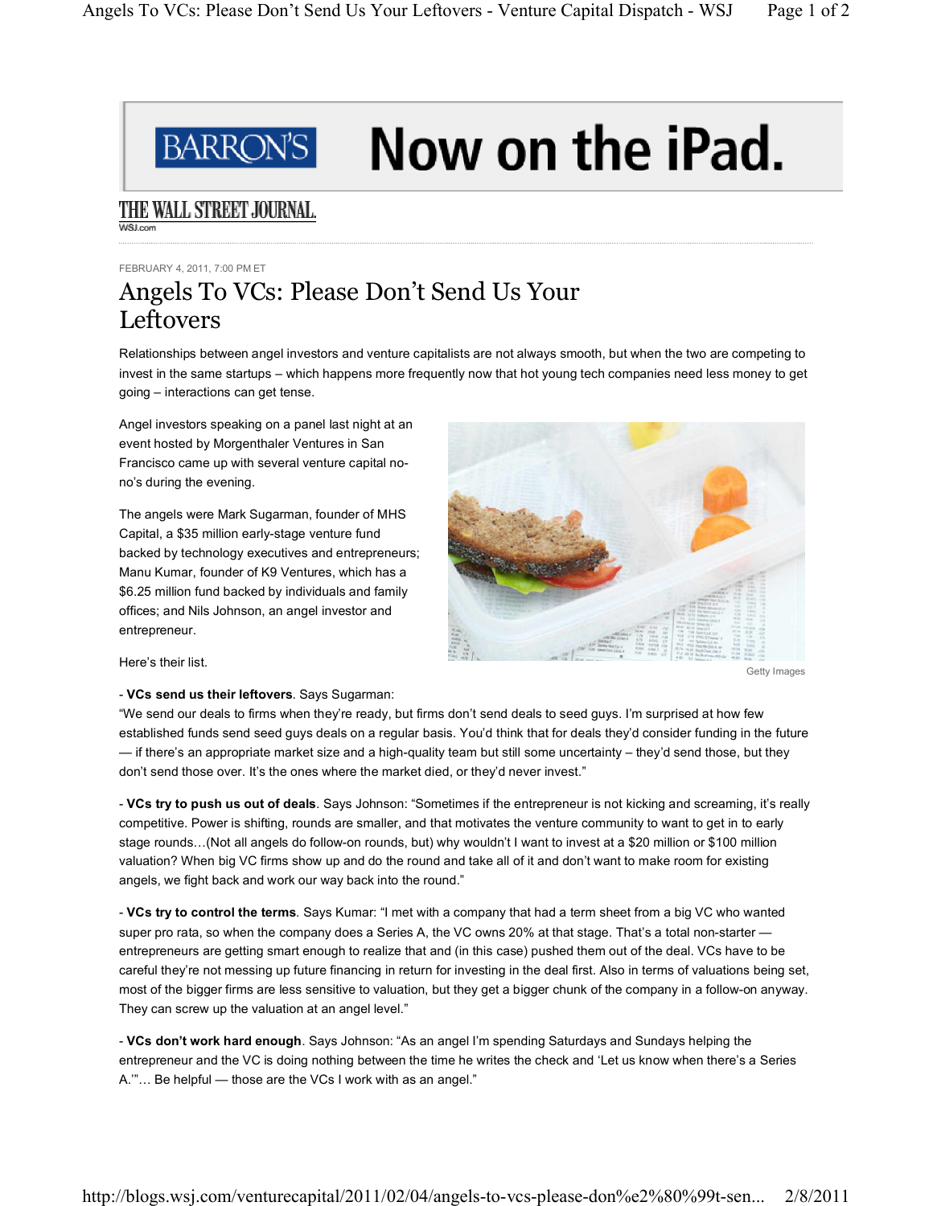FEBRUARY 4, 2011, 7:00 PM ET

# Angels To VCs: Please Don't Send Us Your Leftovers

Relationships between angel investors and venture capitalists are not always smooth, but when the two are competing to invest in the same startups – which happens more frequently now that hot young tech companies need less money to get going – interactions can get tense.

Angel investors speaking on a panel last night at an event hosted by Morgenthaler Ventures in San Francisco came up with several venture capital no-no's during the evening.

The angels were Mark Sugarman, founder of MHS Capital, a $35 million early-stage venture fund backed by technology executives and entrepreneurs; Manu Kumar, founder of K9 Ventures, which has a $6.25 million fund backed by individuals and family offices; and Nils Johnson, an angel investor and entrepreneur.

Getty Images

Here's their list.

- **VCs send us their leftovers**. Says Sugarman:
"We send our deals to firms when they're ready, but firms don't send deals to seed guys. I'm surprised at how few established funds send seed guys deals on a regular basis. You'd think that for deals they'd consider funding in the future — if there's an appropriate market size and a high-quality team but still some uncertainty – they'd send those, but they don't send those over. It's the ones where the market died, or they'd never invest."

- **VCs try to push us out of deals**. Says Johnson: "Sometimes if the entrepreneur is not kicking and screaming, it's really competitive. Power is shifting, rounds are smaller, and that motivates the venture community to want to get in to early stage rounds…(Not all angels do follow-on rounds, but) why wouldn't I want to invest at a $20 million or $100 million valuation? When big VC firms show up and do the round and take all of it and don't want to make room for existing angels, we fight back and work our way back into the round."

- **VCs try to control the terms**. Says Kumar: "I met with a company that had a term sheet from a big VC who wanted super pro rata, so when the company does a Series A, the VC owns 20% at that stage. That's a total non-starter — entrepreneurs are getting smart enough to realize that and (in this case) pushed them out of the deal. VCs have to be careful they're not messing up future financing in return for investing in the deal first. Also in terms of valuations being set, most of the bigger firms are less sensitive to valuation, but they get a bigger chunk of the company in a follow-on anyway. They can screw up the valuation at an angel level."

- **VCs don't work hard enough**. Says Johnson: "As an angel I'm spending Saturdays and Sundays helping the entrepreneur and the VC is doing nothing between the time he writes the check and 'Let us know when there's a Series A.'"… Be helpful — those are the VCs I work with as an angel."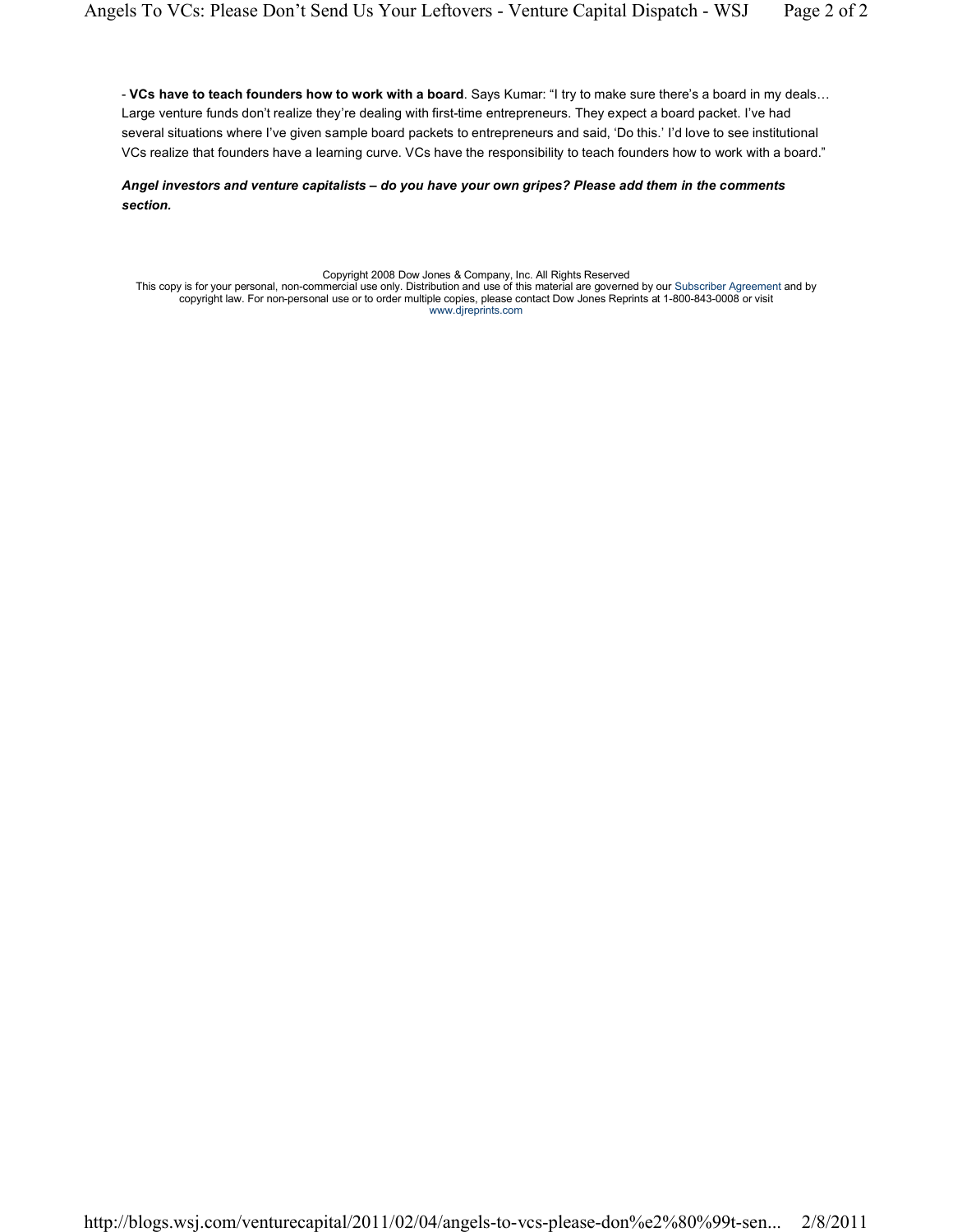- **VCs have to teach founders how to work with a board**. Says Kumar: "I try to make sure there's a board in my deals… Large venture funds don't realize they're dealing with first-time entrepreneurs. They expect a board packet. I've had several situations where I've given sample board packets to entrepreneurs and said, 'Do this.' I'd love to see institutional VCs realize that founders have a learning curve. VCs have the responsibility to teach founders how to work with a board."

***Angel investors and venture capitalists – do you have your own gripes? Please add them in the comments section.***

Copyright 2008 Dow Jones & Company, Inc. All Rights Reserved
This copy is for your personal, non-commercial use only. Distribution and use of this material are governed by our Subscriber Agreement and by copyright law. For non-personal use or to order multiple copies, please contact Dow Jones Reprints at 1-800-843-0008 or visit www.djreprints.com